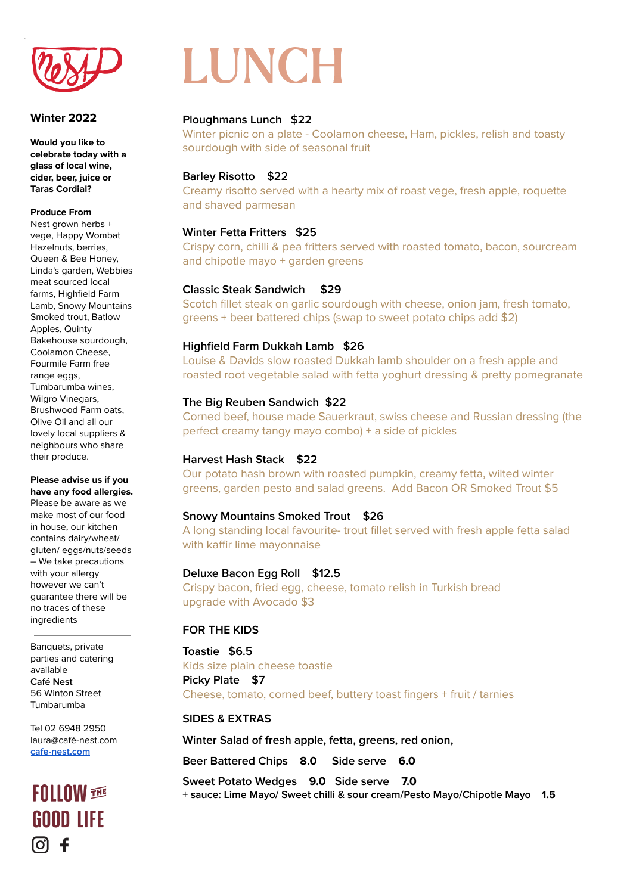# LUNCH

**Winter 2022**

**Would you like to celebrate today with a glass of local wine, cider, beer, juice or Taras Cordial?**

**Produce From**
Nest grown herbs + vege, Happy Wombat Hazelnuts, berries, Queen & Bee Honey, Linda's garden, Webbies meat sourced local farms, Highfield Farm Lamb, Snowy Mountains Smoked trout, Batlow Apples, Quinty Bakehouse sourdough, Coolamon Cheese, Fourmile Farm free range eggs, Tumbarumba wines, Wilgro Vinegars, Brushwood Farm oats, Olive Oil and all our lovely local suppliers & neighbours who share their produce.

**Please advise us if you have any food allergies.** Please be aware as we make most of our food in house, our kitchen contains dairy/wheat/ gluten/ eggs/nuts/seeds – We take precautions with your allergy however we can't guarantee there will be no traces of these ingredients

---

Banquets, private parties and catering available
**Café Nest**
56 Winton Street
Tumbarumba

Tel 02 6948 2950
laura@café-nest.com
cafe-nest.com

FOLLOW THE GOOD LIFE

---

**Ploughmans Lunch $22**
Winter picnic on a plate - Coolamon cheese, Ham, pickles, relish and toasty sourdough with side of seasonal fruit

**Barley Risotto $22**
Creamy risotto served with a hearty mix of roast vege, fresh apple, roquette and shaved parmesan

**Winter Fetta Fritters $25**
Crispy corn, chilli & pea fritters served with roasted tomato, bacon, sourcream and chipotle mayo + garden greens

**Classic Steak Sandwich $29**
Scotch fillet steak on garlic sourdough with cheese, onion jam, fresh tomato, greens + beer battered chips (swap to sweet potato chips add $2)

**Highfield Farm Dukkah Lamb $26**
Louise & Davids slow roasted Dukkah lamb shoulder on a fresh apple and roasted root vegetable salad with fetta yoghurt dressing & pretty pomegranate

**The Big Reuben Sandwich $22**
Corned beef, house made Sauerkraut, swiss cheese and Russian dressing (the perfect creamy tangy mayo combo) + a side of pickles

**Harvest Hash Stack $22**
Our potato hash brown with roasted pumpkin, creamy fetta, wilted winter greens, garden pesto and salad greens. Add Bacon OR Smoked Trout $5

**Snowy Mountains Smoked Trout $26**
A long standing local favourite- trout fillet served with fresh apple fetta salad with kaffir lime mayonnaise

**Deluxe Bacon Egg Roll $12.5**
Crispy bacon, fried egg, cheese, tomato relish in Turkish bread upgrade with Avocado $3

## FOR THE KIDS

**Toastie $6.5**
Kids size plain cheese toastie

**Picky Plate $7**
Cheese, tomato, corned beef, buttery toast fingers + fruit / tarnies

## SIDES & EXTRAS

**Winter Salad of fresh apple, fetta, greens, red onion,**

**Beer Battered Chips 8.0 Side serve 6.0**

**Sweet Potato Wedges 9.0 Side serve 7.0**
+ sauce: Lime Mayo/ Sweet chilli & sour cream/Pesto Mayo/Chipotle Mayo 1.5